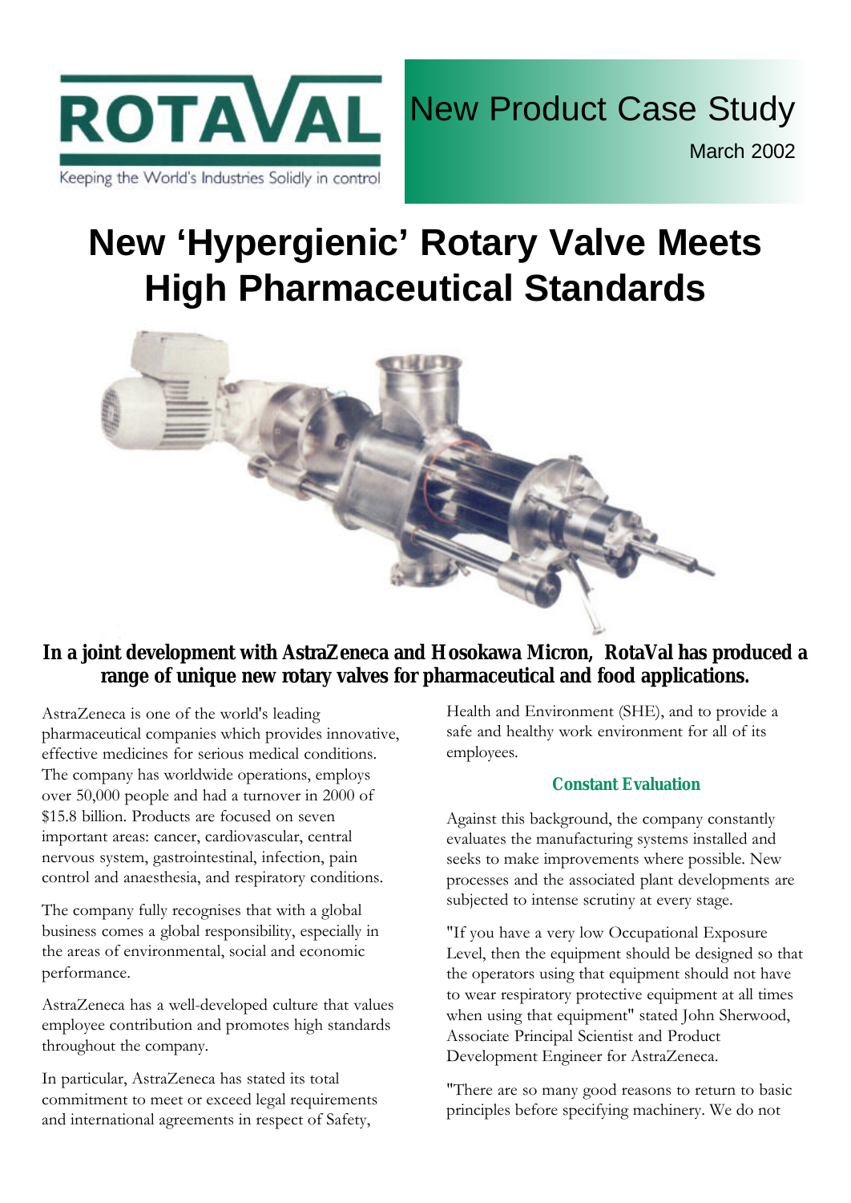ROTAVAL

Keeping the World's Industries Solidly in control

New Product Case Study

March 2002

# New 'Hypergienic' Rotary Valve Meets High Pharmaceutical Standards

**In a joint development with AstraZeneca and Hosokawa Micron, RotaVal has produced a range of unique new rotary valves for pharmaceutical and food applications.**

AstraZeneca is one of the world's leading pharmaceutical companies which provides innovative, effective medicines for serious medical conditions. The company has worldwide operations, employs over 50,000 people and had a turnover in 2000 of $15.8 billion. Products are focused on seven important areas: cancer, cardiovascular, central nervous system, gastrointestinal, infection, pain control and anaesthesia, and respiratory conditions.

The company fully recognises that with a global business comes a global responsibility, especially in the areas of environmental, social and economic performance.

AstraZeneca has a well-developed culture that values employee contribution and promotes high standards throughout the company.

In particular, AstraZeneca has stated its total commitment to meet or exceed legal requirements and international agreements in respect of Safety, Health and Environment (SHE), and to provide a safe and healthy work environment for all of its employees.

## Constant Evaluation

Against this background, the company constantly evaluates the manufacturing systems installed and seeks to make improvements where possible. New processes and the associated plant developments are subjected to intense scrutiny at every stage.

"If you have a very low Occupational Exposure Level, then the equipment should be designed so that the operators using that equipment should not have to wear respiratory protective equipment at all times when using that equipment" stated John Sherwood, Associate Principal Scientist and Product Development Engineer for AstraZeneca.

"There are so many good reasons to return to basic principles before specifying machinery. We do not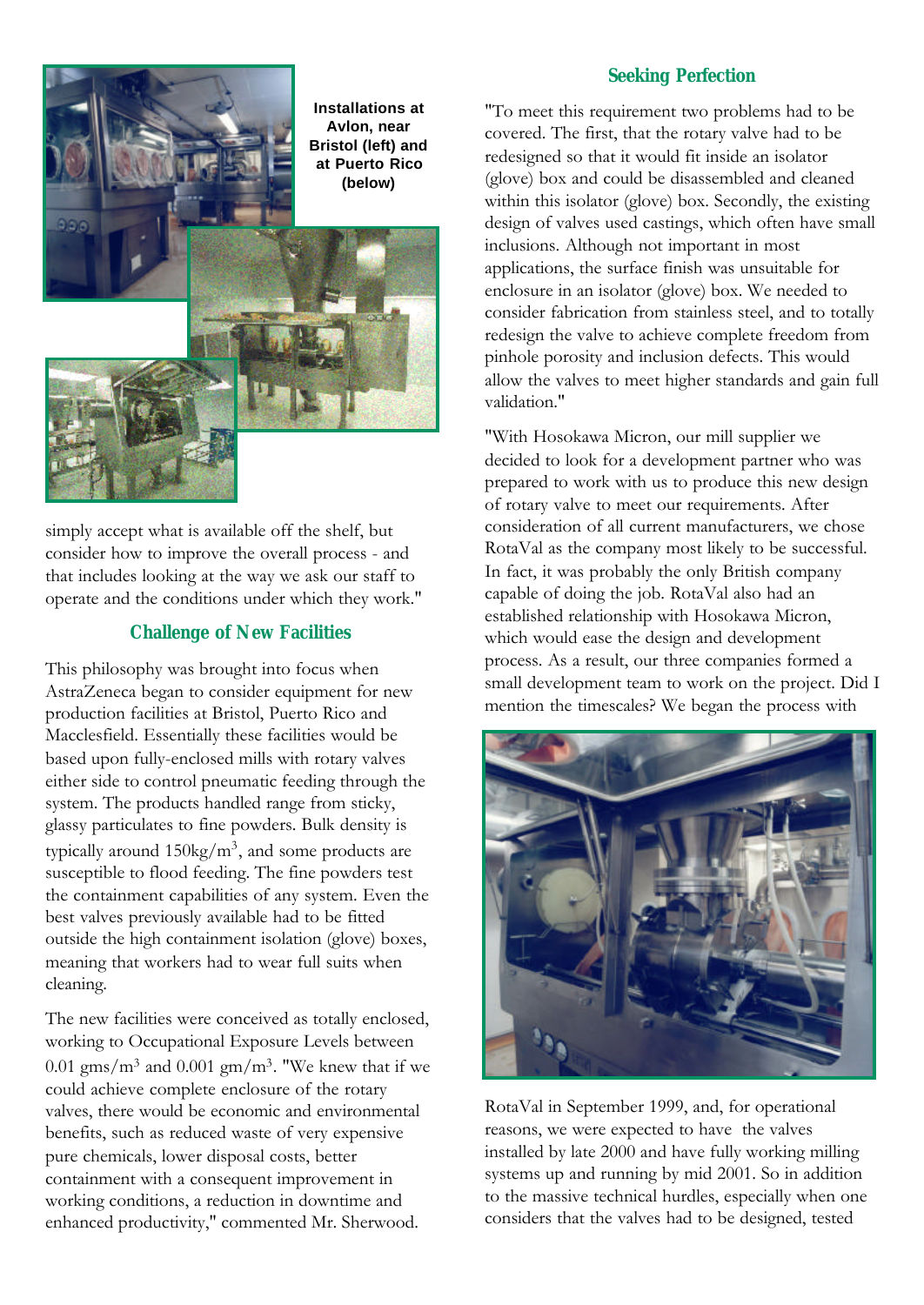Installations at Avlon, near Bristol (left) and at Puerto Rico (below)

simply accept what is available off the shelf, but consider how to improve the overall process - and that includes looking at the way we ask our staff to operate and the conditions under which they work."

## Challenge of New Facilities

This philosophy was brought into focus when AstraZeneca began to consider equipment for new production facilities at Bristol, Puerto Rico and Macclesfield. Essentially these facilities would be based upon fully-enclosed mills with rotary valves either side to control pneumatic feeding through the system. The products handled range from sticky, glassy particulates to fine powders. Bulk density is typically around 150kg/m$^3$, and some products are susceptible to flood feeding. The fine powders test the containment capabilities of any system. Even the best valves previously available had to be fitted outside the high containment isolation (glove) boxes, meaning that workers had to wear full suits when cleaning.

The new facilities were conceived as totally enclosed, working to Occupational Exposure Levels between 0.01 gms/m$^3$ and 0.001 gm/m$^3$. "We knew that if we could achieve complete enclosure of the rotary valves, there would be economic and environmental benefits, such as reduced waste of very expensive pure chemicals, lower disposal costs, better containment with a consequent improvement in working conditions, a reduction in downtime and enhanced productivity," commented Mr. Sherwood.

## Seeking Perfection

"To meet this requirement two problems had to be covered. The first, that the rotary valve had to be redesigned so that it would fit inside an isolator (glove) box and could be disassembled and cleaned within this isolator (glove) box. Secondly, the existing design of valves used castings, which often have small inclusions. Although not important in most applications, the surface finish was unsuitable for enclosure in an isolator (glove) box. We needed to consider fabrication from stainless steel, and to totally redesign the valve to achieve complete freedom from pinhole porosity and inclusion defects. This would allow the valves to meet higher standards and gain full validation."

"With Hosokawa Micron, our mill supplier we decided to look for a development partner who was prepared to work with us to produce this new design of rotary valve to meet our requirements. After consideration of all current manufacturers, we chose RotaVal as the company most likely to be successful. In fact, it was probably the only British company capable of doing the job. RotaVal also had an established relationship with Hosokawa Micron, which would ease the design and development process. As a result, our three companies formed a small development team to work on the project. Did I mention the timescales? We began the process with RotaVal in September 1999, and, for operational reasons, we were expected to have the valves installed by late 2000 and have fully working milling systems up and running by mid 2001. So in addition to the massive technical hurdles, especially when one considers that the valves had to be designed, tested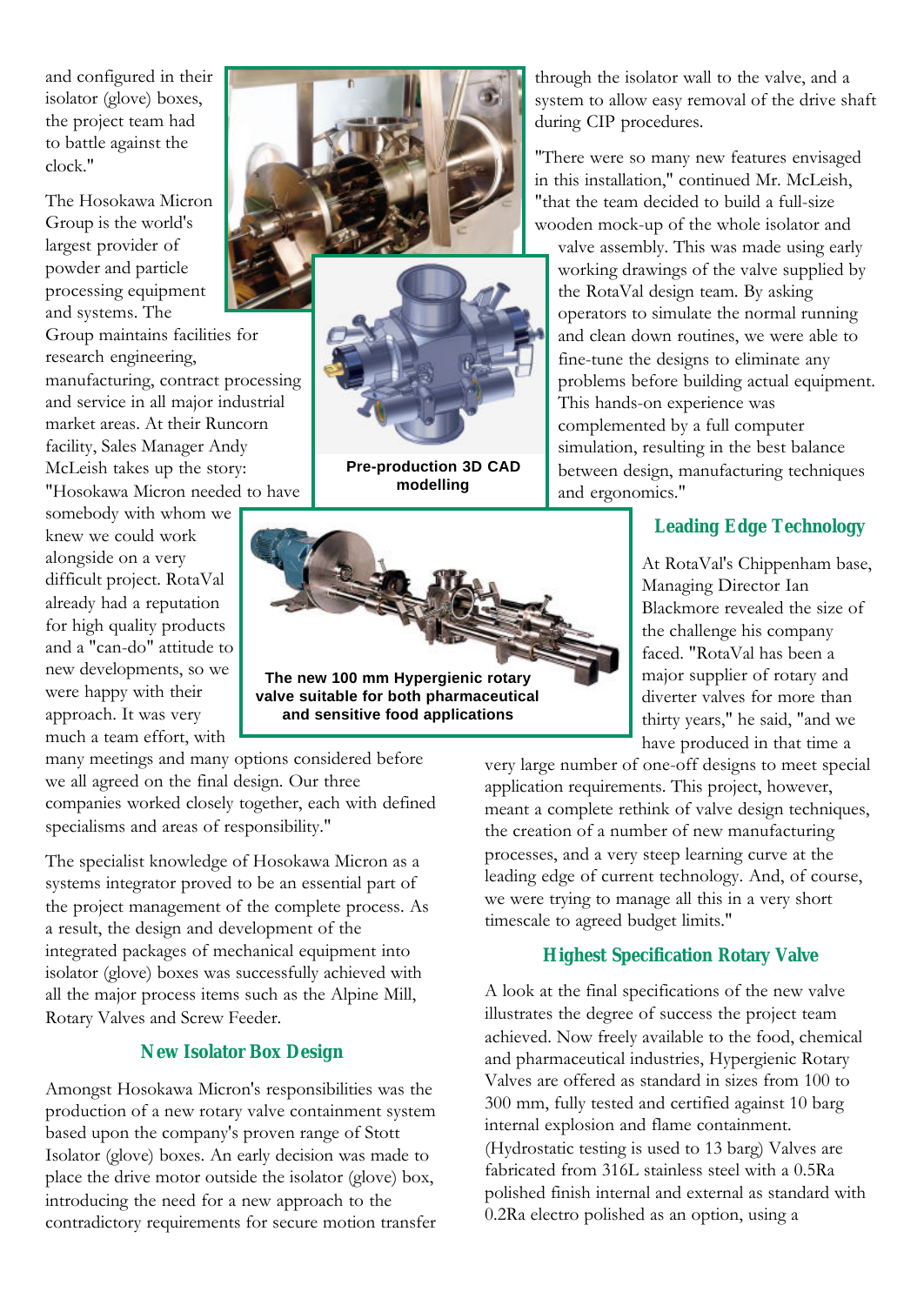and configured in their isolator (glove) boxes, the project team had to battle against the clock."

The Hosokawa Micron Group is the world's largest provider of powder and particle processing equipment and systems. The Group maintains facilities for research engineering, manufacturing, contract processing and service in all major industrial market areas. At their Runcorn facility, Sales Manager Andy McLeish takes up the story: "Hosokawa Micron needed to have somebody with whom we knew we could work alongside on a very difficult project. RotaVal already had a reputation for high quality products and a "can-do" attitude to new developments, so we were happy with their approach. It was very much a team effort, with many meetings and many options considered before we all agreed on the final design. Our three companies worked closely together, each with defined specialisms and areas of responsibility."

**Pre-production 3D CAD modelling**

**The new 100 mm Hypergienic rotary valve suitable for both pharmaceutical and sensitive food applications**

The specialist knowledge of Hosokawa Micron as a systems integrator proved to be an essential part of the project management of the complete process. As a result, the design and development of the integrated packages of mechanical equipment into isolator (glove) boxes was successfully achieved with all the major process items such as the Alpine Mill, Rotary Valves and Screw Feeder.

## New Isolator Box Design

Amongst Hosokawa Micron's responsibilities was the production of a new rotary valve containment system based upon the company's proven range of Stott Isolator (glove) boxes. An early decision was made to place the drive motor outside the isolator (glove) box, introducing the need for a new approach to the contradictory requirements for secure motion transfer through the isolator wall to the valve, and a system to allow easy removal of the drive shaft during CIP procedures.

"There were so many new features envisaged in this installation," continued Mr. McLeish, "that the team decided to build a full-size wooden mock-up of the whole isolator and valve assembly. This was made using early working drawings of the valve supplied by the RotaVal design team. By asking operators to simulate the normal running and clean down routines, we were able to fine-tune the designs to eliminate any problems before building actual equipment. This hands-on experience was complemented by a full computer simulation, resulting in the best balance between design, manufacturing techniques and ergonomics."

## Leading Edge Technology

At RotaVal's Chippenham base, Managing Director Ian Blackmore revealed the size of the challenge his company faced. "RotaVal has been a major supplier of rotary and diverter valves for more than thirty years," he said, "and we have produced in that time a very large number of one-off designs to meet special application requirements. This project, however, meant a complete rethink of valve design techniques, the creation of a number of new manufacturing processes, and a very steep learning curve at the leading edge of current technology. And, of course, we were trying to manage all this in a very short timescale to agreed budget limits."

## Highest Specification Rotary Valve

A look at the final specifications of the new valve illustrates the degree of success the project team achieved. Now freely available to the food, chemical and pharmaceutical industries, Hypergienic Rotary Valves are offered as standard in sizes from 100 to 300 mm, fully tested and certified against 10 barg internal explosion and flame containment. (Hydrostatic testing is used to 13 barg) Valves are fabricated from 316L stainless steel with a 0.5Ra polished finish internal and external as standard with 0.2Ra electro polished as an option, using a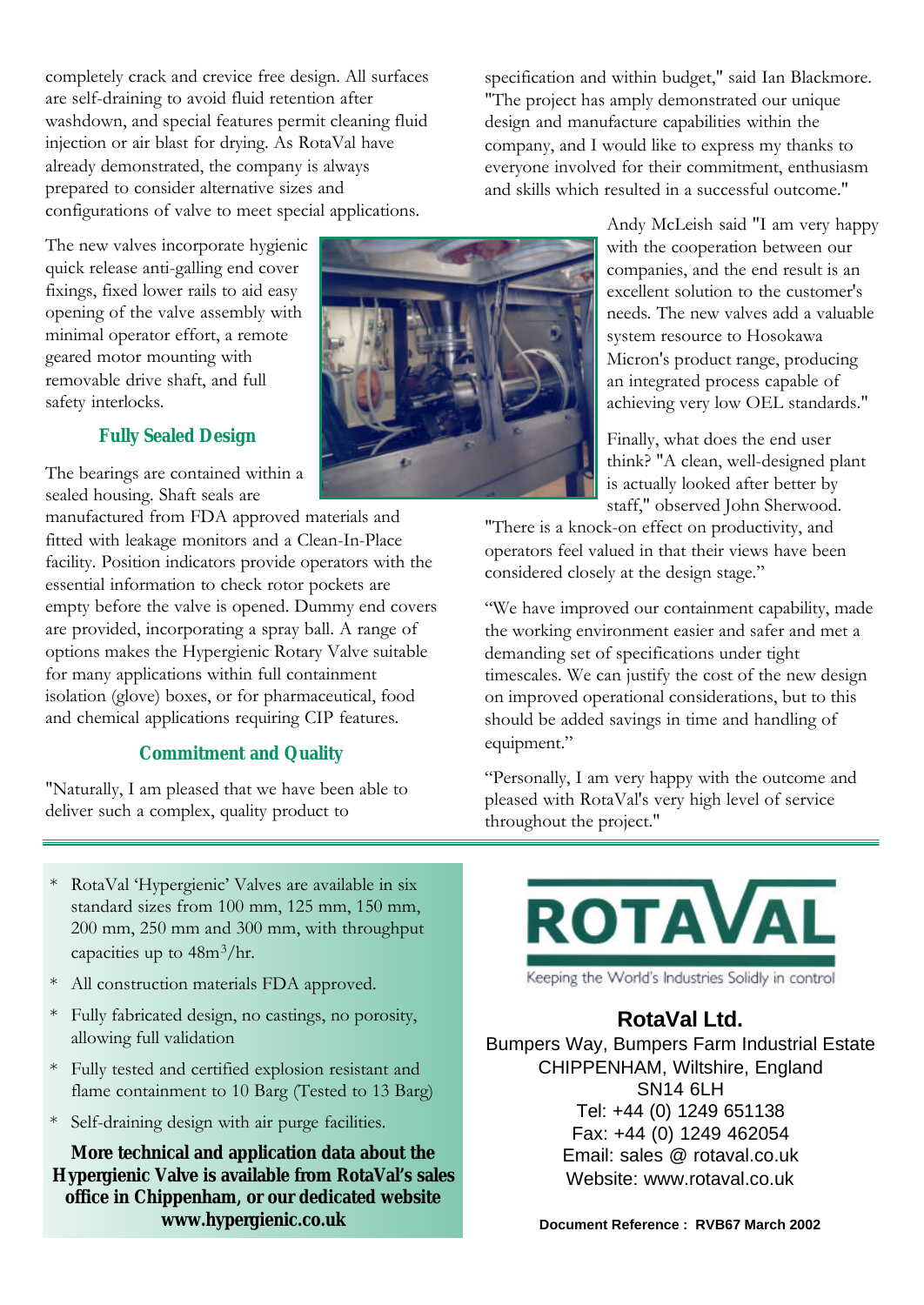completely crack and crevice free design. All surfaces are self-draining to avoid fluid retention after washdown, and special features permit cleaning fluid injection or air blast for drying. As RotaVal have already demonstrated, the company is always prepared to consider alternative sizes and configurations of valve to meet special applications.

The new valves incorporate hygienic quick release anti-galling end cover fixings, fixed lower rails to aid easy opening of the valve assembly with minimal operator effort, a remote geared motor mounting with removable drive shaft, and full safety interlocks.

### Fully Sealed Design

The bearings are contained within a sealed housing. Shaft seals are manufactured from FDA approved materials and fitted with leakage monitors and a Clean-In-Place facility. Position indicators provide operators with the essential information to check rotor pockets are empty before the valve is opened. Dummy end covers are provided, incorporating a spray ball. A range of options makes the Hypergienic Rotary Valve suitable for many applications within full containment isolation (glove) boxes, or for pharmaceutical, food and chemical applications requiring CIP features.

### Commitment and Quality

"Naturally, I am pleased that we have been able to deliver such a complex, quality product to specification and within budget," said Ian Blackmore. "The project has amply demonstrated our unique design and manufacture capabilities within the company, and I would like to express my thanks to everyone involved for their commitment, enthusiasm and skills which resulted in a successful outcome."

Andy McLeish said "I am very happy with the cooperation between our companies, and the end result is an excellent solution to the customer's needs. The new valves add a valuable system resource to Hosokawa Micron's product range, producing an integrated process capable of achieving very low OEL standards."

Finally, what does the end user think? "A clean, well-designed plant is actually looked after better by staff," observed John Sherwood. "There is a knock-on effect on productivity, and operators feel valued in that their views have been considered closely at the design stage."

"We have improved our containment capability, made the working environment easier and safer and met a demanding set of specifications under tight timescales. We can justify the cost of the new design on improved operational considerations, but to this should be added savings in time and handling of equipment."

"Personally, I am very happy with the outcome and pleased with RotaVal's very high level of service throughout the project."

---

* RotaVal 'Hypergienic' Valves are available in six standard sizes from 100 mm, 125 mm, 150 mm, 200 mm, 250 mm and 300 mm, with throughput capacities up to 48m$^3$/hr.
* All construction materials FDA approved.
* Fully fabricated design, no castings, no porosity, allowing full validation
* Fully tested and certified explosion resistant and flame containment to 10 Barg (Tested to 13 Barg)
* Self-draining design with air purge facilities.

**More technical and application data about the Hypergienic Valve is available from RotaVal's sales office in Chippenham, or our dedicated website www.hypergienic.co.uk**

ROTAVAL

Keeping the World's Industries Solidly in control

**RotaVal Ltd.**
Bumpers Way, Bumpers Farm Industrial Estate
CHIPPENHAM, Wiltshire, England
SN14 6LH
Tel: +44 (0) 1249 651138
Fax: +44 (0) 1249 462054
Email: sales @ rotaval.co.uk
Website: www.rotaval.co.uk

**Document Reference : RVB67 March 2002**